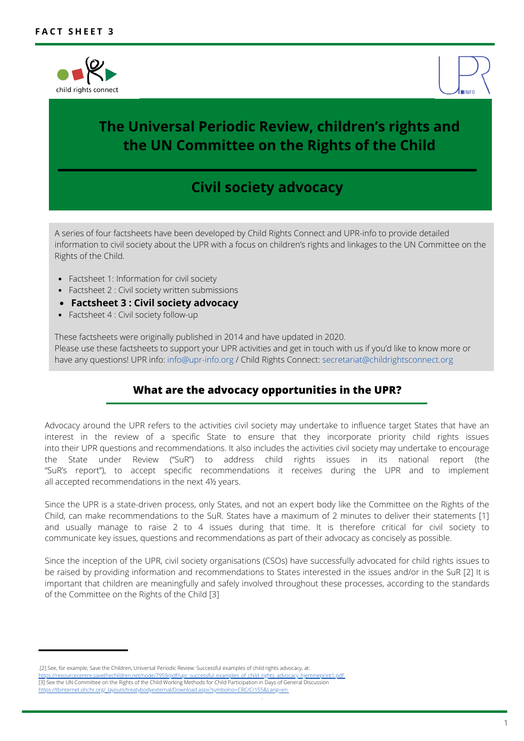FACT SHEET 3

child rights connect

# The Universal Periodic Review, children's rights and the UN Committee on the Rights of the Child

## Civil society advocacy

A series of four factsheets have been developed by Child Rights Connect and UPR-info to provide detailed information to civil society about the UPR with a focus on children's rights and linkages to the UN Committee on the Rights of the Child.

- Factsheet 1: Information for civil society
- Factsheet 2 : Civil society written submissions
- **Factsheet 3 : Civil society advocacy**
- Factsheet 4 : Civil society follow-up

These factsheets were originally published in 2014 and have updated in 2020.
Please use these factsheets to support your UPR activities and get in touch with us if you'd like to know more or have any questions! UPR info: info@upr-info.org / Child Rights Connect: secretariat@childrightsconnect.org

### What are the advocacy opportunities in the UPR?

Advocacy around the UPR refers to the activities civil society may undertake to influence target States that have an interest in the review of a specific State to ensure that they incorporate priority child rights issues into their UPR questions and recommendations. It also includes the activities civil society may undertake to encourage the State under Review ("SuR") to address child rights issues in its national report (the "SuR's report"), to accept specific recommendations it receives during the UPR and to implement all accepted recommendations in the next 4½ years.

Since the UPR is a state-driven process, only States, and not an expert body like the Committee on the Rights of the Child, can make recommendations to the SuR. States have a maximum of 2 minutes to deliver their statements [1] and usually manage to raise 2 to 4 issues during that time. It is therefore critical for civil society to communicate key issues, questions and recommendations as part of their advocacy as concisely as possible.

Since the inception of the UPR, civil society organisations (CSOs) have successfully advocated for child rights issues to be raised by providing information and recommendations to States interested in the issues and/or in the SuR [2] It is important that children are meaningfully and safely involved throughout these processes, according to the standards of the Committee on the Rights of the Child [3]

---

.[2] See, for example, Save the Children, Universal Periodic Review: Successful examples of child rights advocacy, at: https://resourcecentre.savethechildren.net/node/7959/pdf/upr_successful_examples_of_child_rights_advocacy_hjemmeprint1.pdf
[3] See the UN Committee on the Rights of the Child Working Methods for Child Participation in Days of General Discussion https://tbinternet.ohchr.org/_layouts/treatybodyexternal/Download.aspx?symbolno=CRC/C/155&Lang=en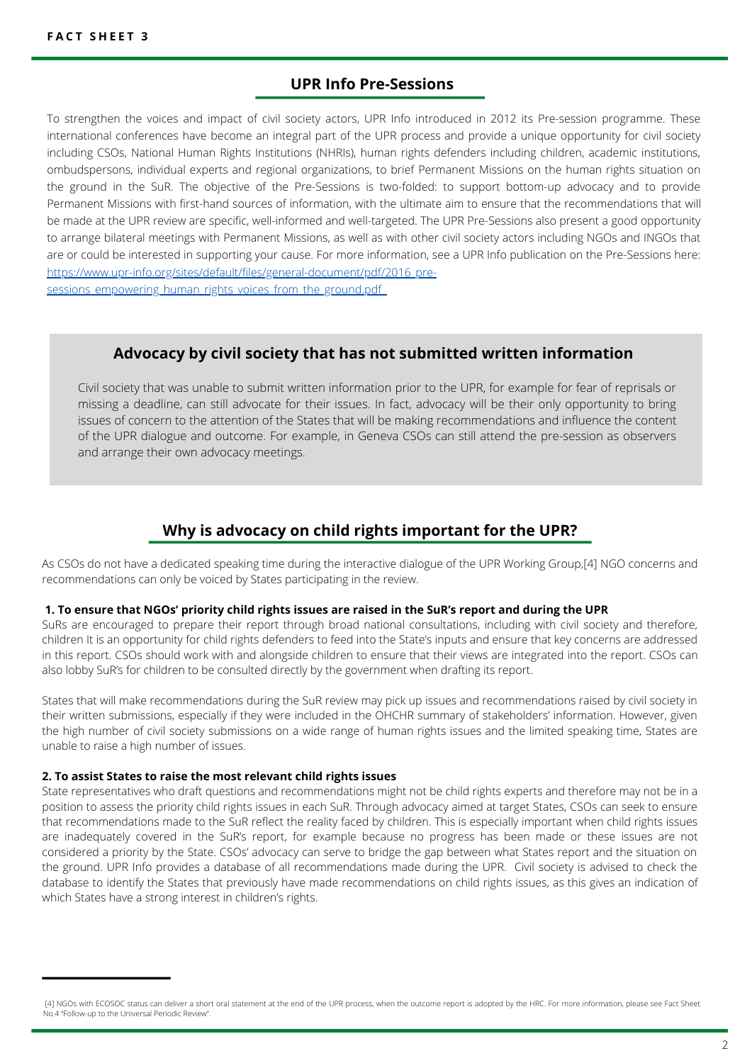**FACT SHEET 3**

## UPR Info Pre-Sessions

To strengthen the voices and impact of civil society actors, UPR Info introduced in 2012 its Pre-session programme. These international conferences have become an integral part of the UPR process and provide a unique opportunity for civil society including CSOs, National Human Rights Institutions (NHRIs), human rights defenders including children, academic institutions, ombudspersons, individual experts and regional organizations, to brief Permanent Missions on the human rights situation on the ground in the SuR. The objective of the Pre-Sessions is two-folded: to support bottom-up advocacy and to provide Permanent Missions with first-hand sources of information, with the ultimate aim to ensure that the recommendations that will be made at the UPR review are specific, well-informed and well-targeted. The UPR Pre-Sessions also present a good opportunity to arrange bilateral meetings with Permanent Missions, as well as with other civil society actors including NGOs and INGOs that are or could be interested in supporting your cause. For more information, see a UPR Info publication on the Pre-Sessions here: https://www.upr-info.org/sites/default/files/general-document/pdf/2016_pre-sessions_empowering_human_rights_voices_from_the_ground.pdf

## Advocacy by civil society that has not submitted written information

Civil society that was unable to submit written information prior to the UPR, for example for fear of reprisals or missing a deadline, can still advocate for their issues. In fact, advocacy will be their only opportunity to bring issues of concern to the attention of the States that will be making recommendations and influence the content of the UPR dialogue and outcome. For example, in Geneva CSOs can still attend the pre-session as observers and arrange their own advocacy meetings.

## Why is advocacy on child rights important for the UPR?

As CSOs do not have a dedicated speaking time during the interactive dialogue of the UPR Working Group,[4] NGO concerns and recommendations can only be voiced by States participating in the review.

**1. To ensure that NGOs' priority child rights issues are raised in the SuR's report and during the UPR**

SuRs are encouraged to prepare their report through broad national consultations, including with civil society and therefore, children It is an opportunity for child rights defenders to feed into the State's inputs and ensure that key concerns are addressed in this report. CSOs should work with and alongside children to ensure that their views are integrated into the report. CSOs can also lobby SuR's for children to be consulted directly by the government when drafting its report.

States that will make recommendations during the SuR review may pick up issues and recommendations raised by civil society in their written submissions, especially if they were included in the OHCHR summary of stakeholders' information. However, given the high number of civil society submissions on a wide range of human rights issues and the limited speaking time, States are unable to raise a high number of issues.

**2. To assist States to raise the most relevant child rights issues**

State representatives who draft questions and recommendations might not be child rights experts and therefore may not be in a position to assess the priority child rights issues in each SuR. Through advocacy aimed at target States, CSOs can seek to ensure that recommendations made to the SuR reflect the reality faced by children. This is especially important when child rights issues are inadequately covered in the SuR's report, for example because no progress has been made or these issues are not considered a priority by the State. CSOs' advocacy can serve to bridge the gap between what States report and the situation on the ground. UPR Info provides a database of all recommendations made during the UPR. Civil society is advised to check the database to identify the States that previously have made recommendations on child rights issues, as this gives an indication of which States have a strong interest in children's rights.

---

[4] NGOs with ECOSOC status can deliver a short oral statement at the end of the UPR process, when the outcome report is adopted by the HRC. For more information, please see Fact Sheet No.4 "Follow-up to the Universal Periodic Review".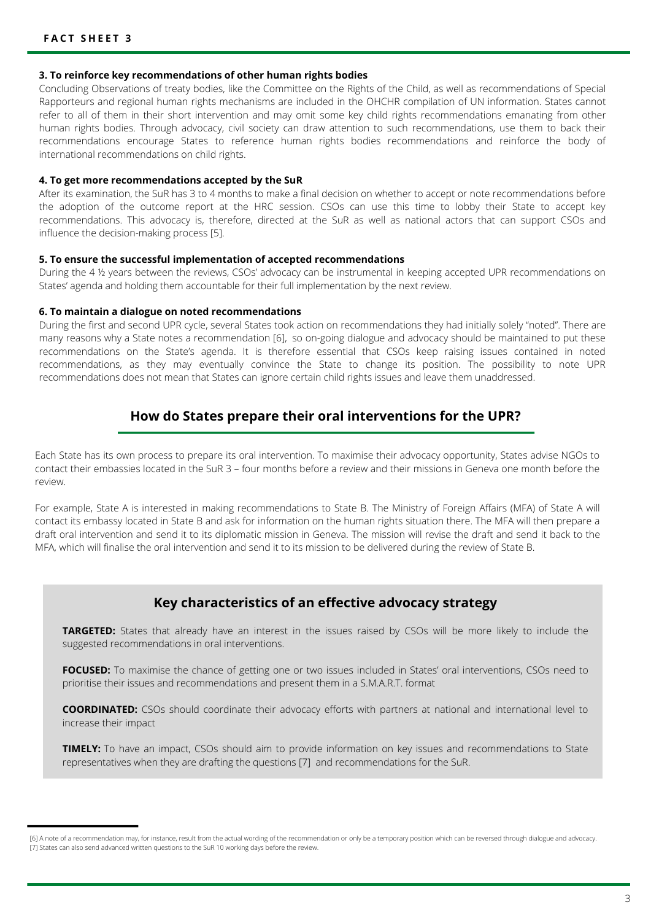**3. To reinforce key recommendations of other human rights bodies**

Concluding Observations of treaty bodies, like the Committee on the Rights of the Child, as well as recommendations of Special Rapporteurs and regional human rights mechanisms are included in the OHCHR compilation of UN information. States cannot refer to all of them in their short intervention and may omit some key child rights recommendations emanating from other human rights bodies. Through advocacy, civil society can draw attention to such recommendations, use them to back their recommendations encourage States to reference human rights bodies recommendations and reinforce the body of international recommendations on child rights.

**4. To get more recommendations accepted by the SuR**

After its examination, the SuR has 3 to 4 months to make a final decision on whether to accept or note recommendations before the adoption of the outcome report at the HRC session. CSOs can use this time to lobby their State to accept key recommendations. This advocacy is, therefore, directed at the SuR as well as national actors that can support CSOs and influence the decision-making process [5].

**5. To ensure the successful implementation of accepted recommendations**

During the 4 ½ years between the reviews, CSOs' advocacy can be instrumental in keeping accepted UPR recommendations on States' agenda and holding them accountable for their full implementation by the next review.

**6. To maintain a dialogue on noted recommendations**

During the first and second UPR cycle, several States took action on recommendations they had initially solely "noted". There are many reasons why a State notes a recommendation [6], so on-going dialogue and advocacy should be maintained to put these recommendations on the State's agenda. It is therefore essential that CSOs keep raising issues contained in noted recommendations, as they may eventually convince the State to change its position. The possibility to note UPR recommendations does not mean that States can ignore certain child rights issues and leave them unaddressed.

## How do States prepare their oral interventions for the UPR?

Each State has its own process to prepare its oral intervention. To maximise their advocacy opportunity, States advise NGOs to contact their embassies located in the SuR 3 – four months before a review and their missions in Geneva one month before the review.

For example, State A is interested in making recommendations to State B. The Ministry of Foreign Affairs (MFA) of State A will contact its embassy located in State B and ask for information on the human rights situation there. The MFA will then prepare a draft oral intervention and send it to its diplomatic mission in Geneva. The mission will revise the draft and send it back to the MFA, which will finalise the oral intervention and send it to its mission to be delivered during the review of State B.

## Key characteristics of an effective advocacy strategy

**TARGETED:** States that already have an interest in the issues raised by CSOs will be more likely to include the suggested recommendations in oral interventions.

**FOCUSED:** To maximise the chance of getting one or two issues included in States' oral interventions, CSOs need to prioritise their issues and recommendations and present them in a S.M.A.R.T. format

**COORDINATED:** CSOs should coordinate their advocacy efforts with partners at national and international level to increase their impact

**TIMELY:** To have an impact, CSOs should aim to provide information on key issues and recommendations to State representatives when they are drafting the questions [7] and recommendations for the SuR.

---

[6] A note of a recommendation may, for instance, result from the actual wording of the recommendation or only be a temporary position which can be reversed through dialogue and advocacy.
[7] States can also send advanced written questions to the SuR 10 working days before the review.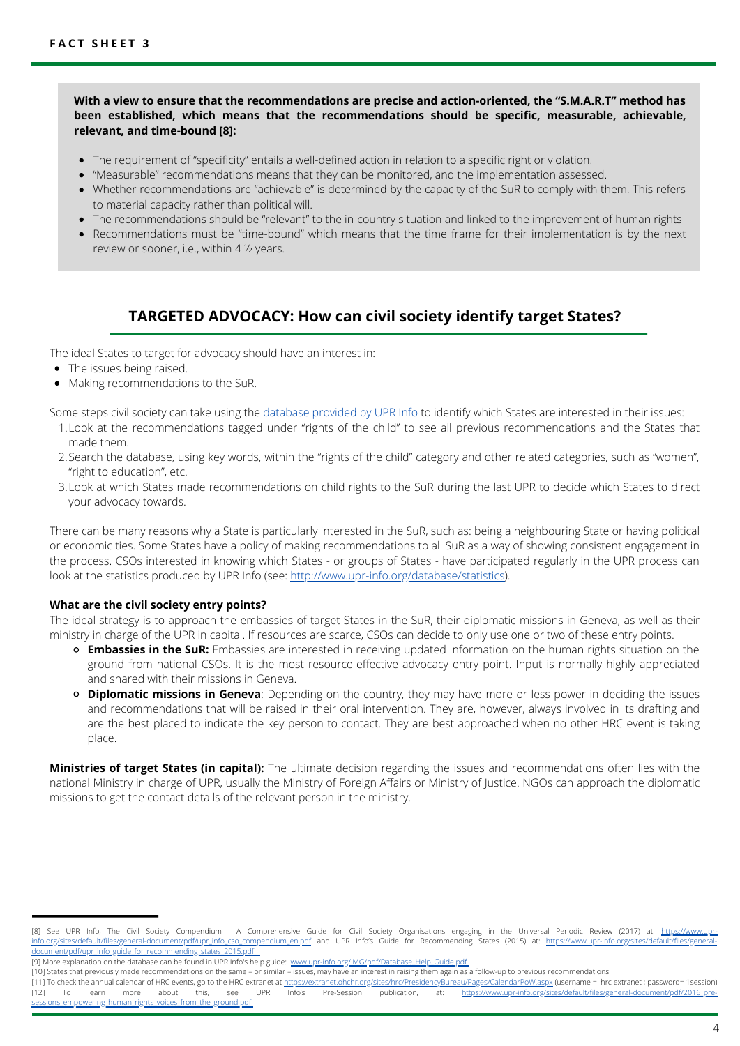**With a view to ensure that the recommendations are precise and action-oriented, the "S.M.A.R.T" method has been established, which means that the recommendations should be specific, measurable, achievable, relevant, and time-bound [8]:**

- The requirement of "specificity" entails a well-defined action in relation to a specific right or violation.
- "Measurable" recommendations means that they can be monitored, and the implementation assessed.
- Whether recommendations are "achievable" is determined by the capacity of the SuR to comply with them. This refers to material capacity rather than political will.
- The recommendations should be "relevant" to the in-country situation and linked to the improvement of human rights
- Recommendations must be "time-bound" which means that the time frame for their implementation is by the next review or sooner, i.e., within 4 ½ years.

## TARGETED ADVOCACY: How can civil society identify target States?

The ideal States to target for advocacy should have an interest in:

- The issues being raised.
- Making recommendations to the SuR.

Some steps civil society can take using the database provided by UPR Info to identify which States are interested in their issues:

1. Look at the recommendations tagged under "rights of the child" to see all previous recommendations and the States that made them.
2. Search the database, using key words, within the "rights of the child" category and other related categories, such as "women", "right to education", etc.
3. Look at which States made recommendations on child rights to the SuR during the last UPR to decide which States to direct your advocacy towards.

There can be many reasons why a State is particularly interested in the SuR, such as: being a neighbouring State or having political or economic ties. Some States have a policy of making recommendations to all SuR as a way of showing consistent engagement in the process. CSOs interested in knowing which States - or groups of States - have participated regularly in the UPR process can look at the statistics produced by UPR Info (see: http://www.upr-info.org/database/statistics).

#### What are the civil society entry points?

The ideal strategy is to approach the embassies of target States in the SuR, their diplomatic missions in Geneva, as well as their ministry in charge of the UPR in capital. If resources are scarce, CSOs can decide to only use one or two of these entry points.

- **Embassies in the SuR:** Embassies are interested in receiving updated information on the human rights situation on the ground from national CSOs. It is the most resource-effective advocacy entry point. Input is normally highly appreciated and shared with their missions in Geneva.
- **Diplomatic missions in Geneva**: Depending on the country, they may have more or less power in deciding the issues and recommendations that will be raised in their oral intervention. They are, however, always involved in its drafting and are the best placed to indicate the key person to contact. They are best approached when no other HRC event is taking place.

**Ministries of target States (in capital):** The ultimate decision regarding the issues and recommendations often lies with the national Ministry in charge of UPR, usually the Ministry of Foreign Affairs or Ministry of Justice. NGOs can approach the diplomatic missions to get the contact details of the relevant person in the ministry.

---

[8] See UPR Info, The Civil Society Compendium : A Comprehensive Guide for Civil Society Organisations engaging in the Universal Periodic Review (2017) at: https://www.upr-info.org/sites/default/files/general-document/pdf/upr_info_cso_compendium_en.pdf and UPR Info's Guide for Recommending States (2015) at: https://www.upr-info.org/sites/default/files/general-document/pdf/upr_info_guide_for_recommending_states_2015.pdf

[9] More explanation on the database can be found in UPR Info's help guide: www.upr-info.org/IMG/pdf/Database_Help_Guide.pdf

[10] States that previously made recommendations on the same – or similar – issues, may have an interest in raising them again as a follow-up to previous recommendations.

[11] To check the annual calendar of HRC events, go to the HRC extranet at https://extranet.ohchr.org/sites/hrc/PresidencyBureau/Pages/CalendarPoW.aspx (username = hrc extranet ; password= 1session)

[12] To learn more about this, see UPR Info's Pre-Session publication, at: https://www.upr-info.org/sites/default/files/general-document/pdf/2016_pre-sessions_empowering_human_rights_voices_from_the_ground.pdf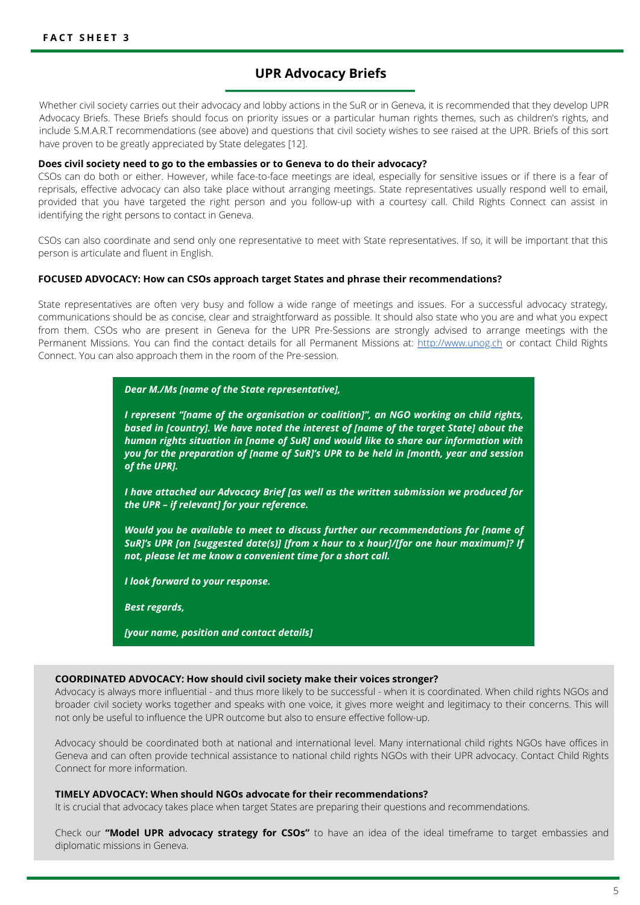**FACT SHEET 3**

## UPR Advocacy Briefs

Whether civil society carries out their advocacy and lobby actions in the SuR or in Geneva, it is recommended that they develop UPR Advocacy Briefs. These Briefs should focus on priority issues or a particular human rights themes, such as children's rights, and include S.M.A.R.T recommendations (see above) and questions that civil society wishes to see raised at the UPR. Briefs of this sort have proven to be greatly appreciated by State delegates [12].

**Does civil society need to go to the embassies or to Geneva to do their advocacy?**

CSOs can do both or either. However, while face-to-face meetings are ideal, especially for sensitive issues or if there is a fear of reprisals, effective advocacy can also take place without arranging meetings. State representatives usually respond well to email, provided that you have targeted the right person and you follow-up with a courtesy call. Child Rights Connect can assist in identifying the right persons to contact in Geneva.

CSOs can also coordinate and send only one representative to meet with State representatives. If so, it will be important that this person is articulate and fluent in English.

**FOCUSED ADVOCACY: How can CSOs approach target States and phrase their recommendations?**

State representatives are often very busy and follow a wide range of meetings and issues. For a successful advocacy strategy, communications should be as concise, clear and straightforward as possible. It should also state who you are and what you expect from them. CSOs who are present in Geneva for the UPR Pre-Sessions are strongly advised to arrange meetings with the Permanent Missions. You can find the contact details for all Permanent Missions at: http://www.unog.ch or contact Child Rights Connect. You can also approach them in the room of the Pre-session.

> ***Dear M./Ms [name of the State representative],***
>
> ***I represent "[name of the organisation or coalition]", an NGO working on child rights, based in [country]. We have noted the interest of [name of the target State] about the human rights situation in [name of SuR] and would like to share our information with you for the preparation of [name of SuR]'s UPR to be held in [month, year and session of the UPR].***
>
> ***I have attached our Advocacy Brief [as well as the written submission we produced for the UPR – if relevant] for your reference.***
>
> ***Would you be available to meet to discuss further our recommendations for [name of SuR]'s UPR [on [suggested date(s)] [from x hour to x hour]/[for one hour maximum]? If not, please let me know a convenient time for a short call.***
>
> ***I look forward to your response.***
>
> ***Best regards,***
>
> ***[your name, position and contact details]***

**COORDINATED ADVOCACY: How should civil society make their voices stronger?**

Advocacy is always more influential - and thus more likely to be successful - when it is coordinated. When child rights NGOs and broader civil society works together and speaks with one voice, it gives more weight and legitimacy to their concerns. This will not only be useful to influence the UPR outcome but also to ensure effective follow-up.

Advocacy should be coordinated both at national and international level. Many international child rights NGOs have offices in Geneva and can often provide technical assistance to national child rights NGOs with their UPR advocacy. Contact Child Rights Connect for more information.

**TIMELY ADVOCACY: When should NGOs advocate for their recommendations?**

It is crucial that advocacy takes place when target States are preparing their questions and recommendations.

Check our **"Model UPR advocacy strategy for CSOs"** to have an idea of the ideal timeframe to target embassies and diplomatic missions in Geneva.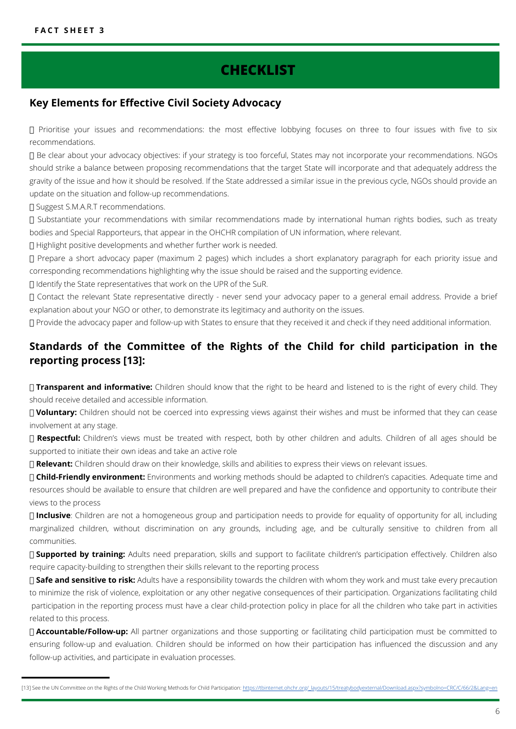**FACT SHEET 3**

# CHECKLIST

## Key Elements for Effective Civil Society Advocacy

- Prioritise your issues and recommendations: the most effective lobbying focuses on three to four issues with five to six recommendations.
- Be clear about your advocacy objectives: if your strategy is too forceful, States may not incorporate your recommendations. NGOs should strike a balance between proposing recommendations that the target State will incorporate and that adequately address the gravity of the issue and how it should be resolved. If the State addressed a similar issue in the previous cycle, NGOs should provide an update on the situation and follow-up recommendations.
- Suggest S.M.A.R.T recommendations.
- Substantiate your recommendations with similar recommendations made by international human rights bodies, such as treaty bodies and Special Rapporteurs, that appear in the OHCHR compilation of UN information, where relevant.
- Highlight positive developments and whether further work is needed.
- Prepare a short advocacy paper (maximum 2 pages) which includes a short explanatory paragraph for each priority issue and corresponding recommendations highlighting why the issue should be raised and the supporting evidence.
- Identify the State representatives that work on the UPR of the SuR.
- Contact the relevant State representative directly - never send your advocacy paper to a general email address. Provide a brief explanation about your NGO or other, to demonstrate its legitimacy and authority on the issues.
- Provide the advocacy paper and follow-up with States to ensure that they received it and check if they need additional information.

## Standards of the Committee of the Rights of the Child for child participation in the reporting process [13]:

- **Transparent and informative:** Children should know that the right to be heard and listened to is the right of every child. They should receive detailed and accessible information.
- **Voluntary:** Children should not be coerced into expressing views against their wishes and must be informed that they can cease involvement at any stage.
- **Respectful:** Children's views must be treated with respect, both by other children and adults. Children of all ages should be supported to initiate their own ideas and take an active role
- **Relevant:** Children should draw on their knowledge, skills and abilities to express their views on relevant issues.
- **Child-Friendly environment:** Environments and working methods should be adapted to children's capacities. Adequate time and resources should be available to ensure that children are well prepared and have the confidence and opportunity to contribute their views to the process
- **Inclusive**: Children are not a homogeneous group and participation needs to provide for equality of opportunity for all, including marginalized children, without discrimination on any grounds, including age, and be culturally sensitive to children from all communities.
- **Supported by training:** Adults need preparation, skills and support to facilitate children's participation effectively. Children also require capacity-building to strengthen their skills relevant to the reporting process
- **Safe and sensitive to risk:** Adults have a responsibility towards the children with whom they work and must take every precaution to minimize the risk of violence, exploitation or any other negative consequences of their participation. Organizations facilitating child participation in the reporting process must have a clear child-protection policy in place for all the children who take part in activities related to this process.
- **Accountable/Follow-up:** All partner organizations and those supporting or facilitating child participation must be committed to ensuring follow-up and evaluation. Children should be informed on how their participation has influenced the discussion and any follow-up activities, and participate in evaluation processes.

---

[13] See the UN Committee on the Rights of the Child Working Methods for Child Participation: https://tbinternet.ohchr.org/_layouts/15/treatybodyexternal/Download.aspx?symbolno=CRC/C/66/2&Lang=en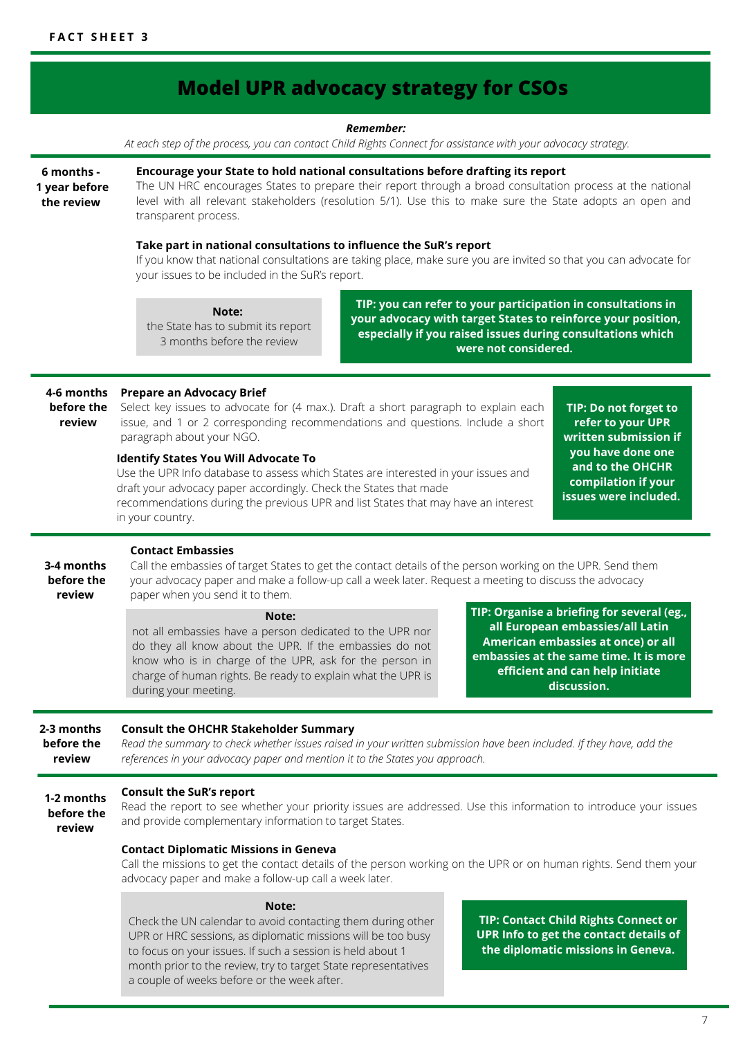**FACT SHEET 3**

# Model UPR advocacy strategy for CSOs

***Remember:***
*At each step of the process, you can contact Child Rights Connect for assistance with your advocacy strategy.*

## 6 months - 1 year before the review

**Encourage your State to hold national consultations before drafting its report**
The UN HRC encourages States to prepare their report through a broad consultation process at the national level with all relevant stakeholders (resolution 5/1). Use this to make sure the State adopts an open and transparent process.

**Take part in national consultations to influence the SuR's report**
If you know that national consultations are taking place, make sure you are invited so that you can advocate for your issues to be included in the SuR's report.

**Note:**
the State has to submit its report 3 months before the review

**TIP: you can refer to your participation in consultations in your advocacy with target States to reinforce your position, especially if you raised issues during consultations which were not considered.**

## 4-6 months before the review

**Prepare an Advocacy Brief**
Select key issues to advocate for (4 max.). Draft a short paragraph to explain each issue, and 1 or 2 corresponding recommendations and questions. Include a short paragraph about your NGO.

**Identify States You Will Advocate To**
Use the UPR Info database to assess which States are interested in your issues and draft your advocacy paper accordingly. Check the States that made recommendations during the previous UPR and list States that may have an interest in your country.

**TIP: Do not forget to refer to your UPR written submission if you have done one and to the OHCHR compilation if your issues were included.**

## 3-4 months before the review

**Contact Embassies**
Call the embassies of target States to get the contact details of the person working on the UPR. Send them your advocacy paper and make a follow-up call a week later. Request a meeting to discuss the advocacy paper when you send it to them.

**Note:**
not all embassies have a person dedicated to the UPR nor do they all know about the UPR. If the embassies do not know who is in charge of the UPR, ask for the person in charge of human rights. Be ready to explain what the UPR is during your meeting.

**TIP: Organise a briefing for several (eg., all European embassies/all Latin American embassies at once) or all embassies at the same time. It is more efficient and can help initiate discussion.**

## 2-3 months before the review

**Consult the OHCHR Stakeholder Summary**
*Read the summary to check whether issues raised in your written submission have been included. If they have, add the references in your advocacy paper and mention it to the States you approach.*

## 1-2 months before the review

**Consult the SuR's report**
Read the report to see whether your priority issues are addressed. Use this information to introduce your issues and provide complementary information to target States.

**Contact Diplomatic Missions in Geneva**
Call the missions to get the contact details of the person working on the UPR or on human rights. Send them your advocacy paper and make a follow-up call a week later.

**Note:**
Check the UN calendar to avoid contacting them during other UPR or HRC sessions, as diplomatic missions will be too busy to focus on your issues. If such a session is held about 1 month prior to the review, try to target State representatives a couple of weeks before or the week after.

**TIP: Contact Child Rights Connect or UPR Info to get the contact details of the diplomatic missions in Geneva.**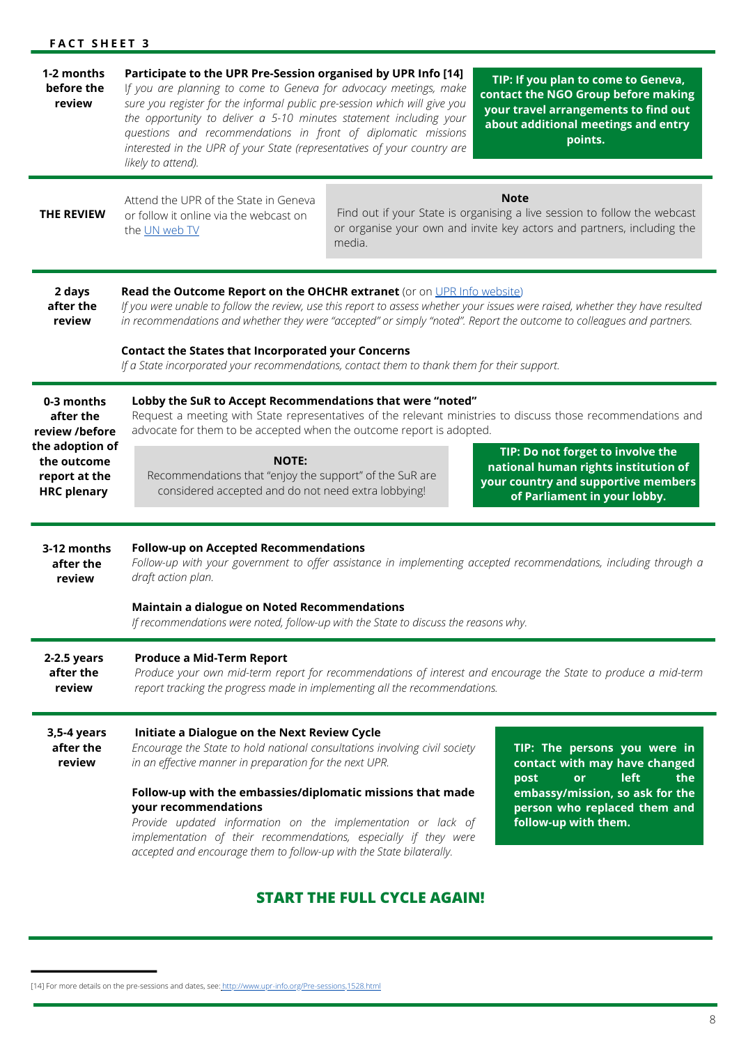**FACT SHEET 3**

**1-2 months before the review**

**Participate to the UPR Pre-Session organised by UPR Info [14]**

*If you are planning to come to Geneva for advocacy meetings, make sure you register for the informal public pre-session which will give you the opportunity to deliver a 5-10 minutes statement including your questions and recommendations in front of diplomatic missions interested in the UPR of your State (representatives of your country are likely to attend).*

**TIP: If you plan to come to Geneva, contact the NGO Group before making your travel arrangements to find out about additional meetings and entry points.**

---

**THE REVIEW**

Attend the UPR of the State in Geneva or follow it online via the webcast on the UN web TV

**Note**

Find out if your State is organising a live session to follow the webcast or organise your own and invite key actors and partners, including the media.

---

**2 days after the review**

**Read the Outcome Report on the OHCHR extranet** (or on UPR Info website)

*If you were unable to follow the review, use this report to assess whether your issues were raised, whether they have resulted in recommendations and whether they were "accepted" or simply "noted". Report the outcome to colleagues and partners.*

**Contact the States that Incorporated your Concerns**

*If a State incorporated your recommendations, contact them to thank them for their support.*

---

**0-3 months after the review /before the adoption of the outcome report at the HRC plenary**

**Lobby the SuR to Accept Recommendations that were "noted"**

Request a meeting with State representatives of the relevant ministries to discuss those recommendations and advocate for them to be accepted when the outcome report is adopted.

**NOTE:**

Recommendations that "enjoy the support" of the SuR are considered accepted and do not need extra lobbying!

**TIP: Do not forget to involve the national human rights institution of your country and supportive members of Parliament in your lobby.**

---

**3-12 months after the review**

**Follow-up on Accepted Recommendations**

*Follow-up with your government to offer assistance in implementing accepted recommendations, including through a draft action plan.*

**Maintain a dialogue on Noted Recommendations**

*If recommendations were noted, follow-up with the State to discuss the reasons why.*

---

**2-2.5 years after the review**

**Produce a Mid-Term Report**

*Produce your own mid-term report for recommendations of interest and encourage the State to produce a mid-term report tracking the progress made in implementing all the recommendations.*

---

**3,5-4 years after the review**

**Initiate a Dialogue on the Next Review Cycle**

*Encourage the State to hold national consultations involving civil society in an effective manner in preparation for the next UPR.*

**Follow-up with the embassies/diplomatic missions that made your recommendations**

*Provide updated information on the implementation or lack of implementation of their recommendations, especially if they were accepted and encourage them to follow-up with the State bilaterally.*

**TIP: The persons you were in contact with may have changed post or left the embassy/mission, so ask for the person who replaced them and follow-up with them.**

---

**START THE FULL CYCLE AGAIN!**

---

[14] For more details on the pre-sessions and dates, see: http://www.upr-info.org/Pre-sessions,1528.html